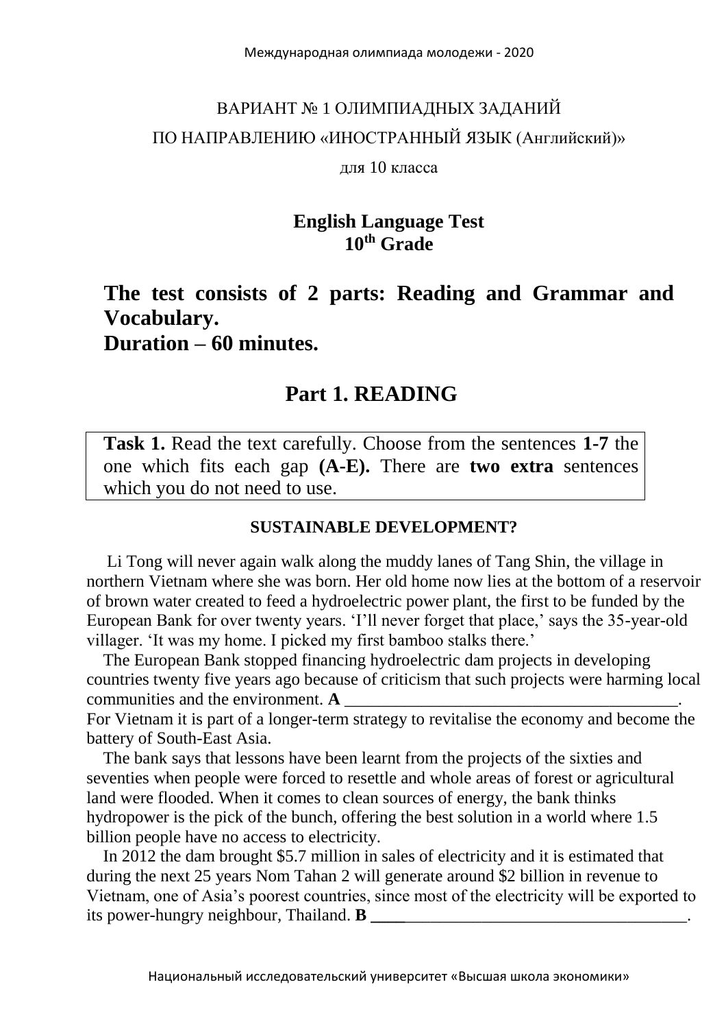Международная олимпиада молодежи - 2020

ВАРИАНТ № 1 ОЛИМПИАДНЫХ ЗАДАНИЙ

ПО НАПРАВЛЕНИЮ «ИНОСТРАННЫЙ ЯЗЫК (Английский)»

для 10 класса

**English Language Test**
**10th Grade**

# The test consists of 2 parts: Reading and Grammar and Vocabulary.
# Duration – 60 minutes.

## Part 1. READING

**Task 1.** Read the text carefully. Choose from the sentences **1-7** the one which fits each gap **(A-E).** There are **two extra** sentences which you do not need to use.

**SUSTAINABLE DEVELOPMENT?**

Li Tong will never again walk along the muddy lanes of Tang Shin, the village in northern Vietnam where she was born. Her old home now lies at the bottom of a reservoir of brown water created to feed a hydroelectric power plant, the first to be funded by the European Bank for over twenty years. 'I'll never forget that place,' says the 35-year-old villager. 'It was my home. I picked my first bamboo stalks there.'

The European Bank stopped financing hydroelectric dam projects in developing countries twenty five years ago because of criticism that such projects were harming local communities and the environment. **A** ________________________________________. For Vietnam it is part of a longer-term strategy to revitalise the economy and become the battery of South-East Asia.

The bank says that lessons have been learnt from the projects of the sixties and seventies when people were forced to resettle and whole areas of forest or agricultural land were flooded. When it comes to clean sources of energy, the bank thinks hydropower is the pick of the bunch, offering the best solution in a world where 1.5 billion people have no access to electricity.

In 2012 the dam brought $5.7 million in sales of electricity and it is estimated that during the next 25 years Nom Tahan 2 will generate around $2 billion in revenue to Vietnam, one of Asia's poorest countries, since most of the electricity will be exported to its power-hungry neighbour, Thailand. **B** ________________________________________.

Национальный исследовательский университет «Высшая школа экономики»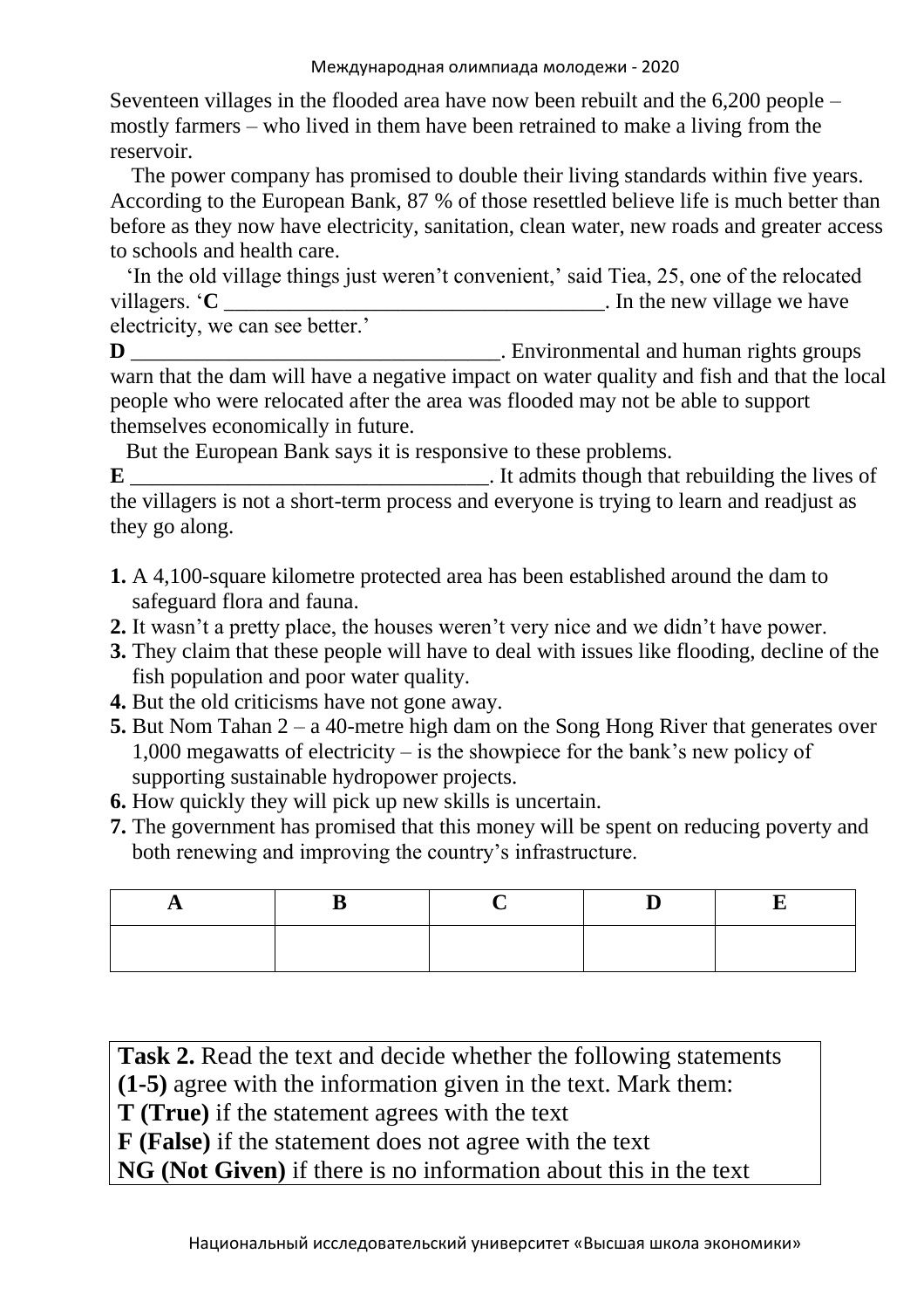Seventeen villages in the flooded area have now been rebuilt and the 6,200 people – mostly farmers – who lived in them have been retrained to make a living from the reservoir.

The power company has promised to double their living standards within five years. According to the European Bank, 87 % of those resettled believe life is much better than before as they now have electricity, sanitation, clean water, new roads and greater access to schools and health care.

'In the old village things just weren't convenient,' said Tiea, 25, one of the relocated villagers. '**C** ___________________________________. In the new village we have electricity, we can see better.'

**D** ___________________________________. Environmental and human rights groups warn that the dam will have a negative impact on water quality and fish and that the local people who were relocated after the area was flooded may not be able to support themselves economically in future.

But the European Bank says it is responsive to these problems.

**E** _________________________________. It admits though that rebuilding the lives of the villagers is not a short-term process and everyone is trying to learn and readjust as they go along.

**1.** A 4,100-square kilometre protected area has been established around the dam to safeguard flora and fauna.
**2.** It wasn't a pretty place, the houses weren't very nice and we didn't have power.
**3.** They claim that these people will have to deal with issues like flooding, decline of the fish population and poor water quality.
**4.** But the old criticisms have not gone away.
**5.** But Nom Tahan 2 – a 40-metre high dam on the Song Hong River that generates over 1,000 megawatts of electricity – is the showpiece for the bank's new policy of supporting sustainable hydropower projects.
**6.** How quickly they will pick up new skills is uncertain.
**7.** The government has promised that this money will be spent on reducing poverty and both renewing and improving the country's infrastructure.

| A | B | C | D | E |
|---|---|---|---|---|
| | | | | |

**Task 2.** Read the text and decide whether the following statements **(1-5)** agree with the information given in the text. Mark them:
**T (True)** if the statement agrees with the text
**F (False)** if the statement does not agree with the text
**NG (Not Given)** if there is no information about this in the text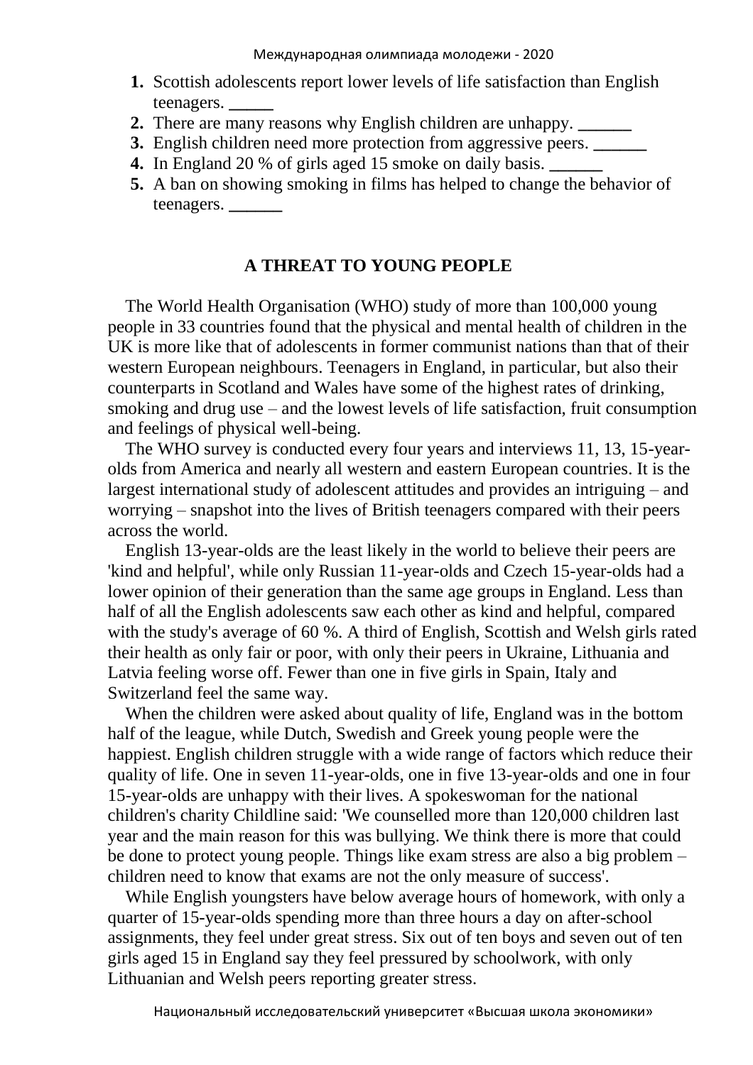1. Scottish adolescents report lower levels of life satisfaction than English teenagers. _____
2. There are many reasons why English children are unhappy. ______
3. English children need more protection from aggressive peers. ______
4. In England 20 % of girls aged 15 smoke on daily basis. ______
5. A ban on showing smoking in films has helped to change the behavior of teenagers. ______

## A THREAT TO YOUNG PEOPLE

The World Health Organisation (WHO) study of more than 100,000 young people in 33 countries found that the physical and mental health of children in the UK is more like that of adolescents in former communist nations than that of their western European neighbours. Teenagers in England, in particular, but also their counterparts in Scotland and Wales have some of the highest rates of drinking, smoking and drug use – and the lowest levels of life satisfaction, fruit consumption and feelings of physical well-being.

The WHO survey is conducted every four years and interviews 11, 13, 15-year-olds from America and nearly all western and eastern European countries. It is the largest international study of adolescent attitudes and provides an intriguing – and worrying – snapshot into the lives of British teenagers compared with their peers across the world.

English 13-year-olds are the least likely in the world to believe their peers are 'kind and helpful', while only Russian 11-year-olds and Czech 15-year-olds had a lower opinion of their generation than the same age groups in England. Less than half of all the English adolescents saw each other as kind and helpful, compared with the study's average of 60 %. A third of English, Scottish and Welsh girls rated their health as only fair or poor, with only their peers in Ukraine, Lithuania and Latvia feeling worse off. Fewer than one in five girls in Spain, Italy and Switzerland feel the same way.

When the children were asked about quality of life, England was in the bottom half of the league, while Dutch, Swedish and Greek young people were the happiest. English children struggle with a wide range of factors which reduce their quality of life. One in seven 11-year-olds, one in five 13-year-olds and one in four 15-year-olds are unhappy with their lives. A spokeswoman for the national children's charity Childline said: 'We counselled more than 120,000 children last year and the main reason for this was bullying. We think there is more that could be done to protect young people. Things like exam stress are also a big problem – children need to know that exams are not the only measure of success'.

While English youngsters have below average hours of homework, with only a quarter of 15-year-olds spending more than three hours a day on after-school assignments, they feel under great stress. Six out of ten boys and seven out of ten girls aged 15 in England say they feel pressured by schoolwork, with only Lithuanian and Welsh peers reporting greater stress.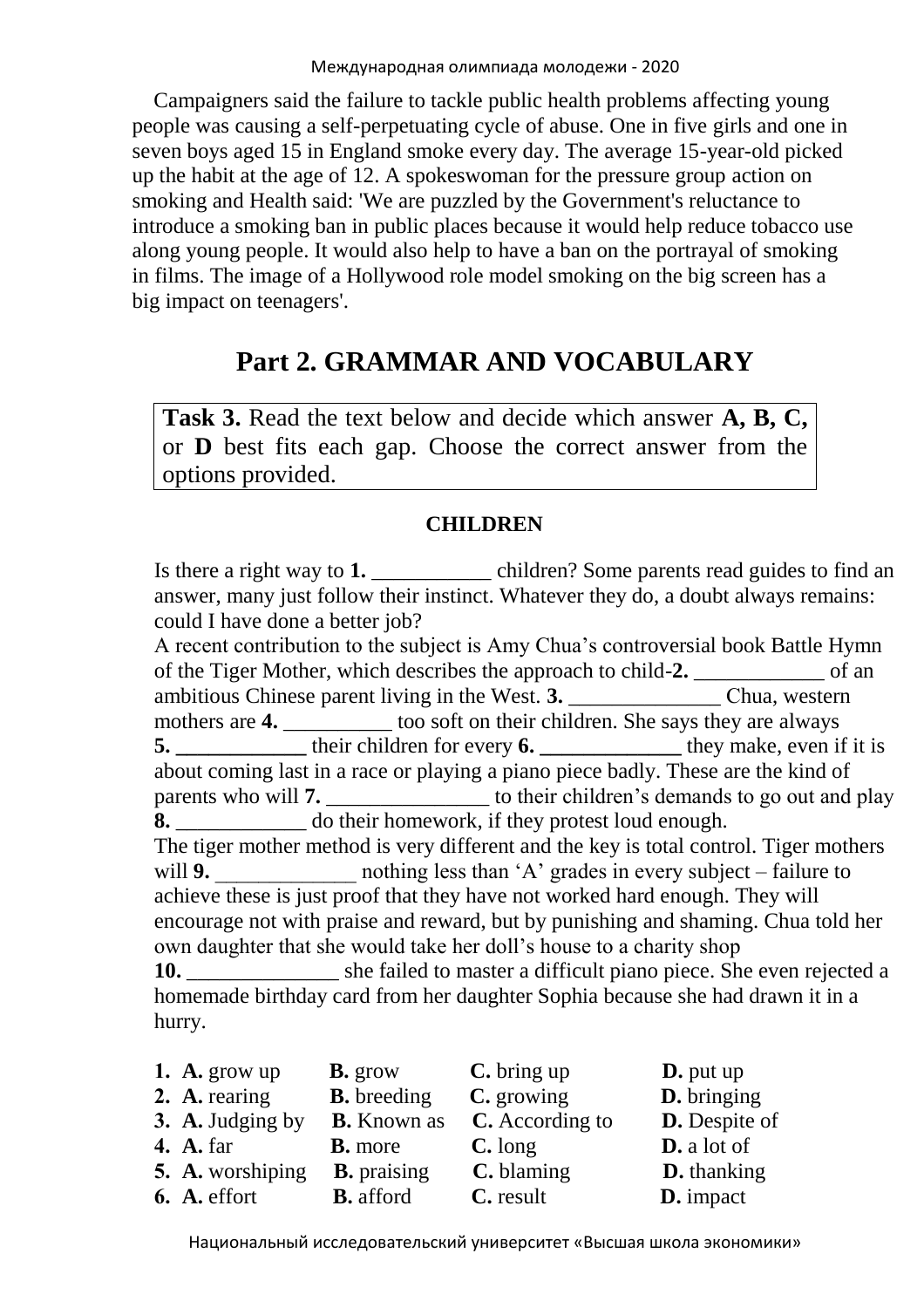Campaigners said the failure to tackle public health problems affecting young people was causing a self-perpetuating cycle of abuse. One in five girls and one in seven boys aged 15 in England smoke every day. The average 15-year-old picked up the habit at the age of 12. A spokeswoman for the pressure group action on smoking and Health said: 'We are puzzled by the Government's reluctance to introduce a smoking ban in public places because it would help reduce tobacco use along young people. It would also help to have a ban on the portrayal of smoking in films. The image of a Hollywood role model smoking on the big screen has a big impact on teenagers'.

# Part 2. GRAMMAR AND VOCABULARY

**Task 3.** Read the text below and decide which answer **A, B, C,** or **D** best fits each gap. Choose the correct answer from the options provided.

**CHILDREN**

Is there a right way to **1.** ___________ children? Some parents read guides to find an answer, many just follow their instinct. Whatever they do, a doubt always remains: could I have done a better job?

A recent contribution to the subject is Amy Chua's controversial book Battle Hymn of the Tiger Mother, which describes the approach to child-**2.** ____________ of an ambitious Chinese parent living in the West. **3.** ______________ Chua, western mothers are **4.** __________ too soft on their children. She says they are always **5. ____________** their children for every **6. _____________** they make, even if it is about coming last in a race or playing a piano piece badly. These are the kind of parents who will **7.** _______________ to their children's demands to go out and play **8.** ____________ do their homework, if they protest loud enough.

The tiger mother method is very different and the key is total control. Tiger mothers will **9.** _____________ nothing less than 'A' grades in every subject – failure to achieve these is just proof that they have not worked hard enough. They will encourage not with praise and reward, but by punishing and shaming. Chua told her own daughter that she would take her doll's house to a charity shop **10.** ______________ she failed to master a difficult piano piece. She even rejected a homemade birthday card from her daughter Sophia because she had drawn it in a hurry.

1. **A.** grow up **B.** grow **C.** bring up **D.** put up
2. **A.** rearing **B.** breeding **C.** growing **D.** bringing
3. **A.** Judging by **B.** Known as **C.** According to **D.** Despite of
4. **A.** far **B.** more **C.** long **D.** a lot of
5. **A.** worshiping **B.** praising **C.** blaming **D.** thanking
6. **A.** effort **B.** afford **C.** result **D.** impact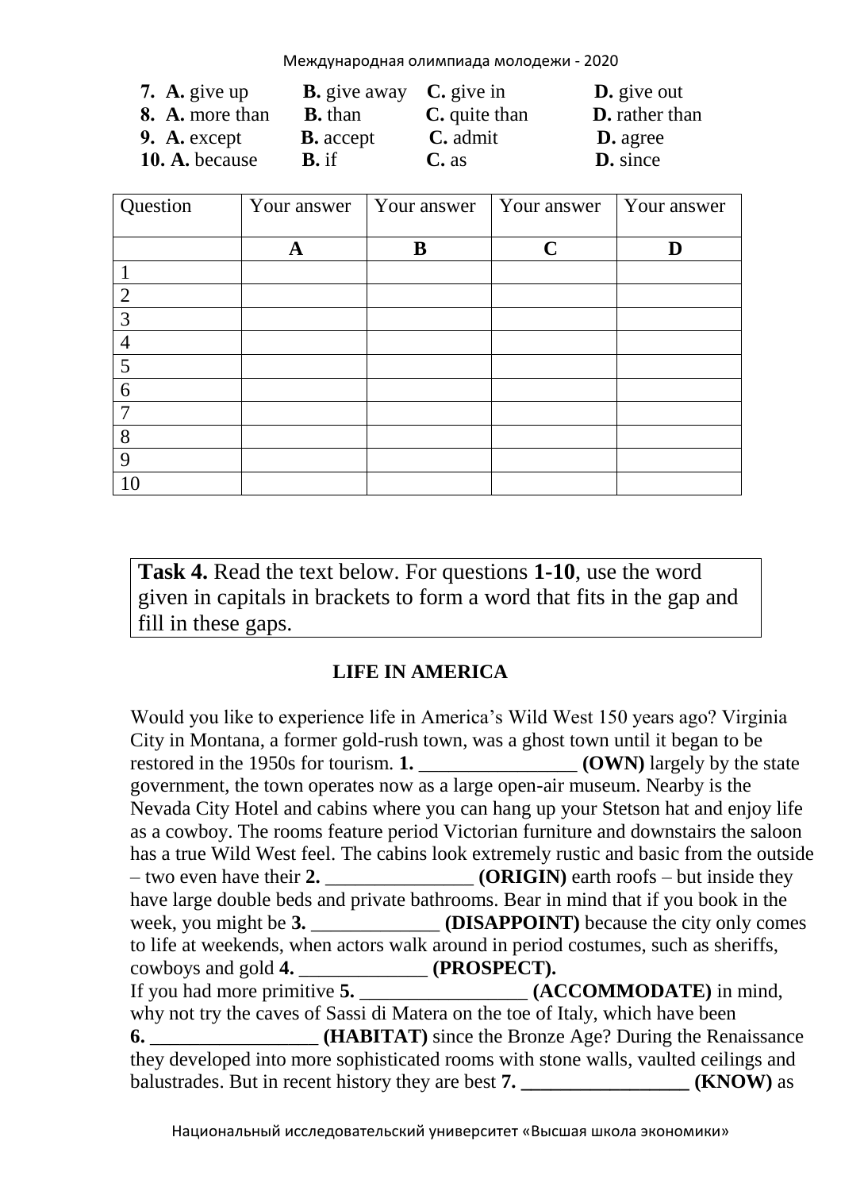**7.** **A.** give up **B.** give away **C.** give in **D.** give out
**8.** **A.** more than **B.** than **C.** quite than **D.** rather than
**9.** **A.** except **B.** accept **C.** admit **D.** agree
**10.** **A.** because **B.** if **C.** as **D.** since

| Question | Your answer | Your answer | Your answer | Your answer |
|---|---|---|---|---|
| | **A** | **B** | **C** | **D** |
| 1 | | | | |
| 2 | | | | |
| 3 | | | | |
| 4 | | | | |
| 5 | | | | |
| 6 | | | | |
| 7 | | | | |
| 8 | | | | |
| 9 | | | | |
| 10 | | | | |

**Task 4.** Read the text below. For questions **1-10**, use the word given in capitals in brackets to form a word that fits in the gap and fill in these gaps.

**LIFE IN AMERICA**

Would you like to experience life in America's Wild West 150 years ago? Virginia City in Montana, a former gold-rush town, was a ghost town until it began to be restored in the 1950s for tourism. **1.** ________________ **(OWN)** largely by the state government, the town operates now as a large open-air museum. Nearby is the Nevada City Hotel and cabins where you can hang up your Stetson hat and enjoy life as a cowboy. The rooms feature period Victorian furniture and downstairs the saloon has a true Wild West feel. The cabins look extremely rustic and basic from the outside – two even have their **2.** _______________ **(ORIGIN)** earth roofs – but inside they have large double beds and private bathrooms. Bear in mind that if you book in the week, you might be **3.** _____________ **(DISAPPOINT)** because the city only comes to life at weekends, when actors walk around in period costumes, such as sheriffs, cowboys and gold **4.** _____________ **(PROSPECT).**
If you had more primitive **5.** _________________ **(ACCOMMODATE)** in mind, why not try the caves of Sassi di Matera on the toe of Italy, which have been **6.** _________________ **(HABITAT)** since the Bronze Age? During the Renaissance they developed into more sophisticated rooms with stone walls, vaulted ceilings and balustrades. But in recent history they are best **7.** _________________ **(KNOW)** as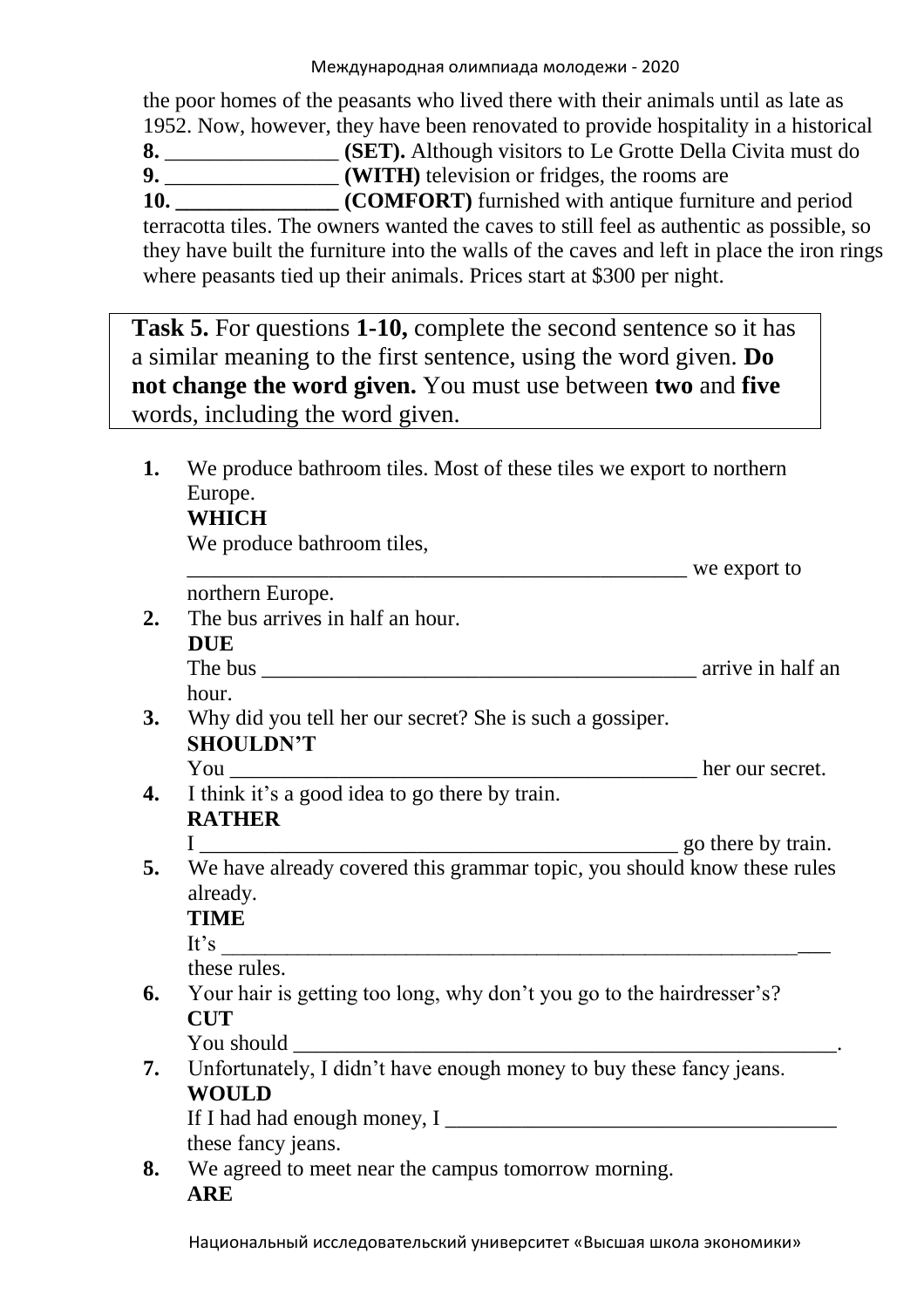the poor homes of the peasants who lived there with their animals until as late as 1952. Now, however, they have been renovated to provide hospitality in a historical **8.** ________________ **(SET).** Although visitors to Le Grotte Della Civita must do **9.** ________________ **(WITH)** television or fridges, the rooms are **10. _______________ (COMFORT)** furnished with antique furniture and period terracotta tiles. The owners wanted the caves to still feel as authentic as possible, so they have built the furniture into the walls of the caves and left in place the iron rings where peasants tied up their animals. Prices start at $300 per night.

**Task 5.** For questions **1-10,** complete the second sentence so it has a similar meaning to the first sentence, using the word given. **Do not change the word given.** You must use between **two** and **five** words, including the word given.

1. We produce bathroom tiles. Most of these tiles we export to northern Europe.
   **WHICH**
   We produce bathroom tiles, ________________________________________________ we export to northern Europe.
2. The bus arrives in half an hour.
   **DUE**
   The bus _________________________________________ arrive in half an hour.
3. Why did you tell her our secret? She is such a gossiper.
   **SHOULDN'T**
   You _____________________________________________ her our secret.
4. I think it's a good idea to go there by train.
   **RATHER**
   I ______________________________________________ go there by train.
5. We have already covered this grammar topic, you should know these rules already.
   **TIME**
   It's __________________________________________________________ these rules.
6. Your hair is getting too long, why don't you go to the hairdresser's?
   **CUT**
   You should _____________________________________________________.
7. Unfortunately, I didn't have enough money to buy these fancy jeans.
   **WOULD**
   If I had had enough money, I ______________________________________ these fancy jeans.
8. We agreed to meet near the campus tomorrow morning.
   **ARE**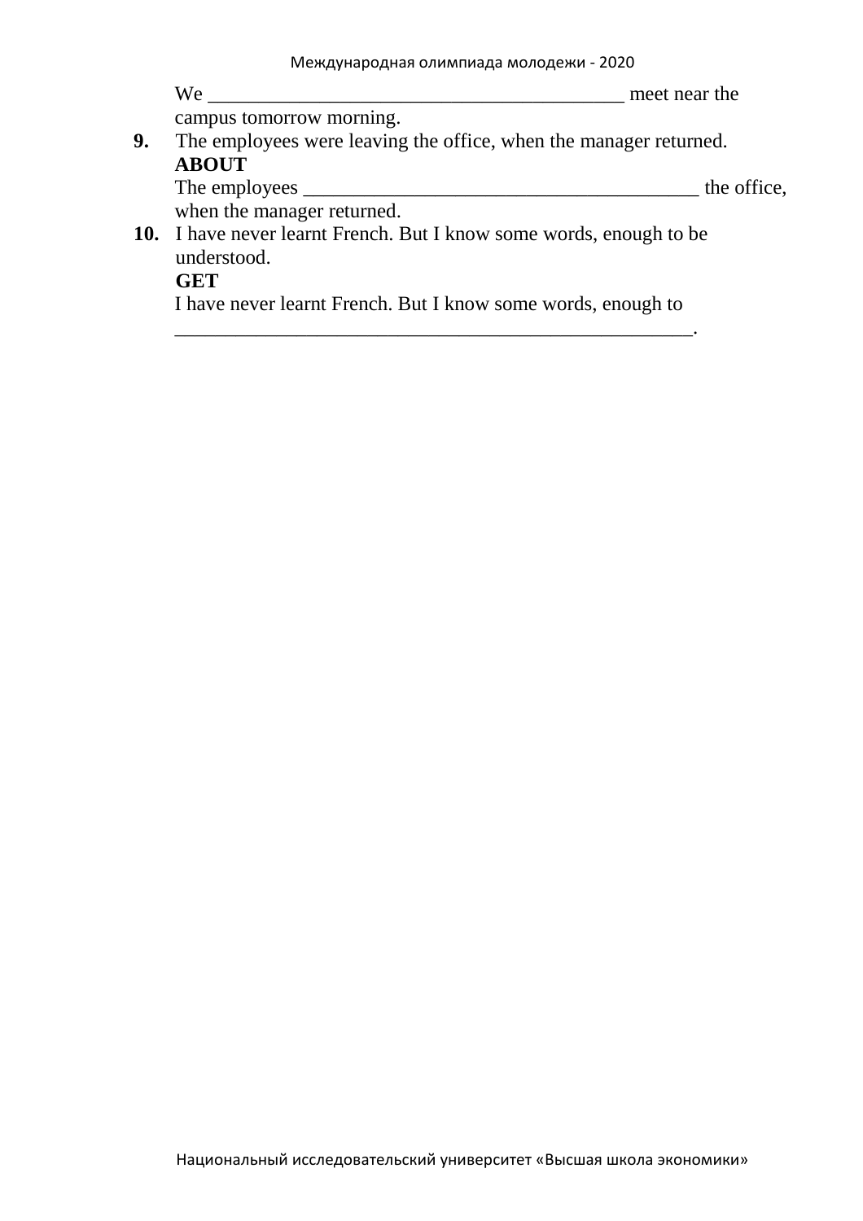We ________________________________________ meet near the campus tomorrow morning.

9. The employees were leaving the office, when the manager returned.
   **ABOUT**
   The employees ______________________________________ the office, when the manager returned.

10. I have never learnt French. But I know some words, enough to be understood.
    **GET**
    I have never learnt French. But I know some words, enough to ____________________________________________________.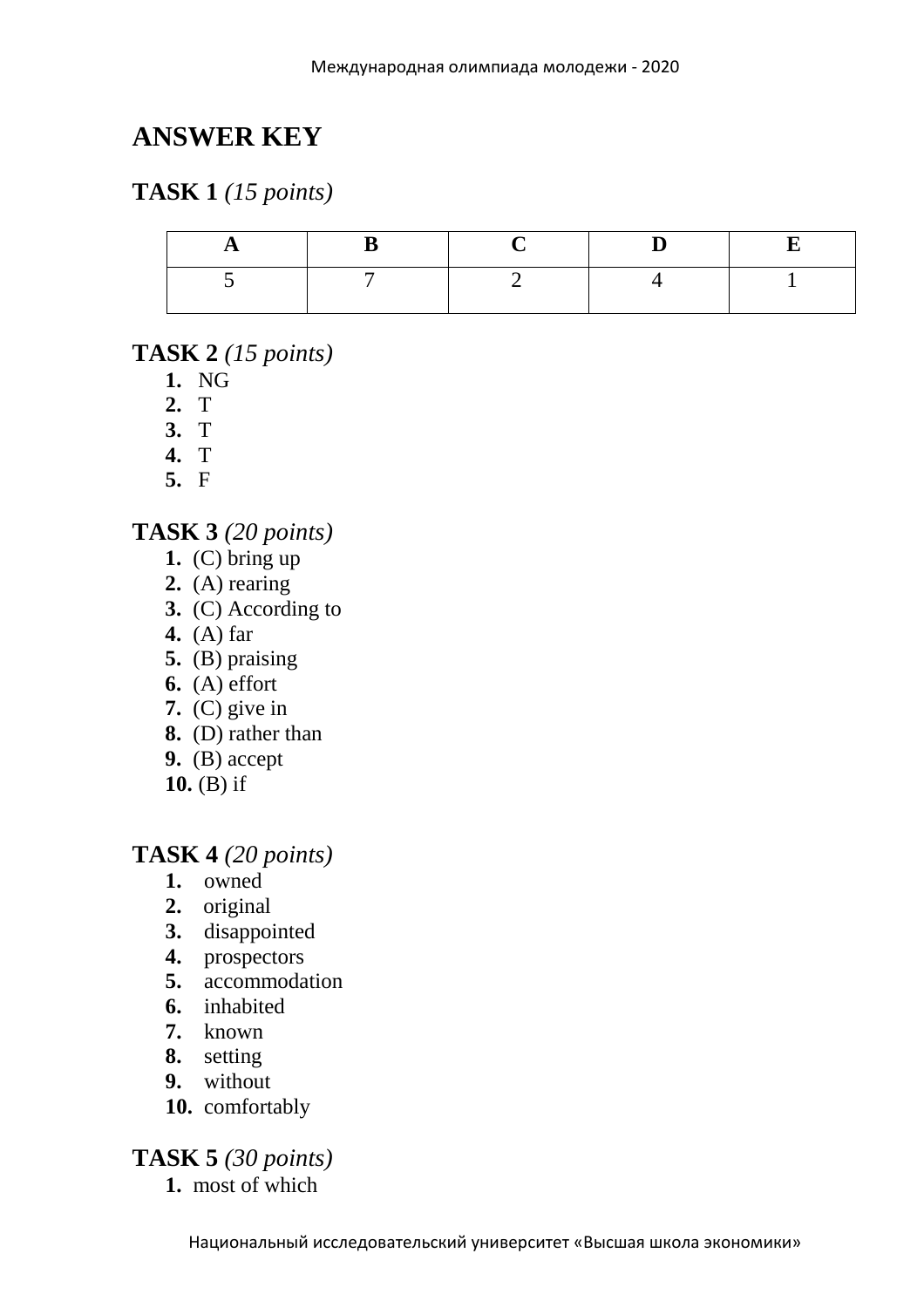# ANSWER KEY

## TASK 1 *(15 points)*

| A | B | C | D | E |
|---|---|---|---|---|
| 5 | 7 | 2 | 4 | 1 |

## TASK 2 *(15 points)*

1. NG
2. T
3. T
4. T
5. F

## TASK 3 *(20 points)*

1. (C) bring up
2. (A) rearing
3. (C) According to
4. (A) far
5. (B) praising
6. (A) effort
7. (C) give in
8. (D) rather than
9. (B) accept
10. (B) if

## TASK 4 *(20 points)*

1. owned
2. original
3. disappointed
4. prospectors
5. accommodation
6. inhabited
7. known
8. setting
9. without
10. comfortably

## TASK 5 *(30 points)*

1. most of which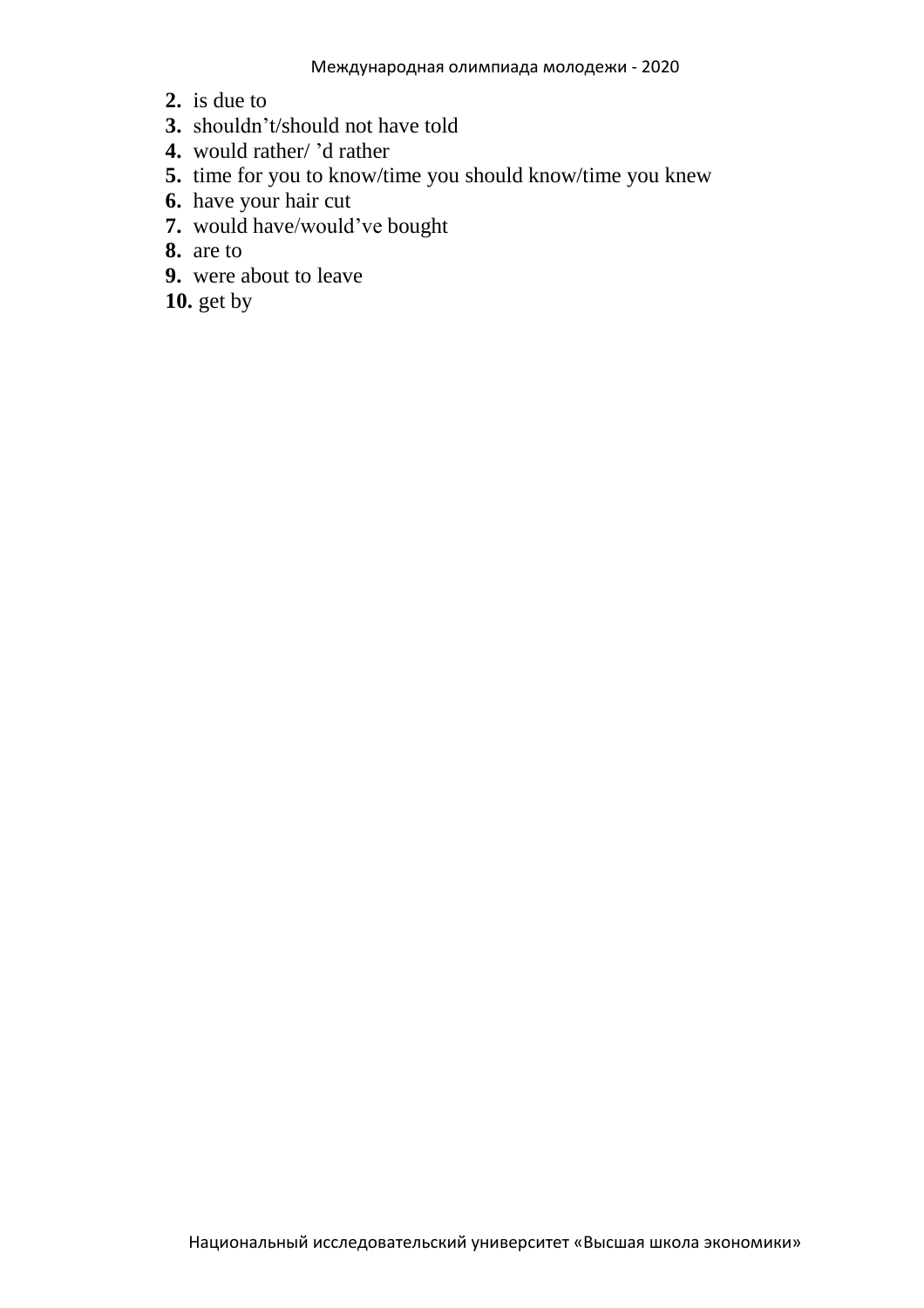**2.** is due to
**3.** shouldn’t/should not have told
**4.** would rather/ ’d rather
**5.** time for you to know/time you should know/time you knew
**6.** have your hair cut
**7.** would have/would’ve bought
**8.** are to
**9.** were about to leave
**10.** get by